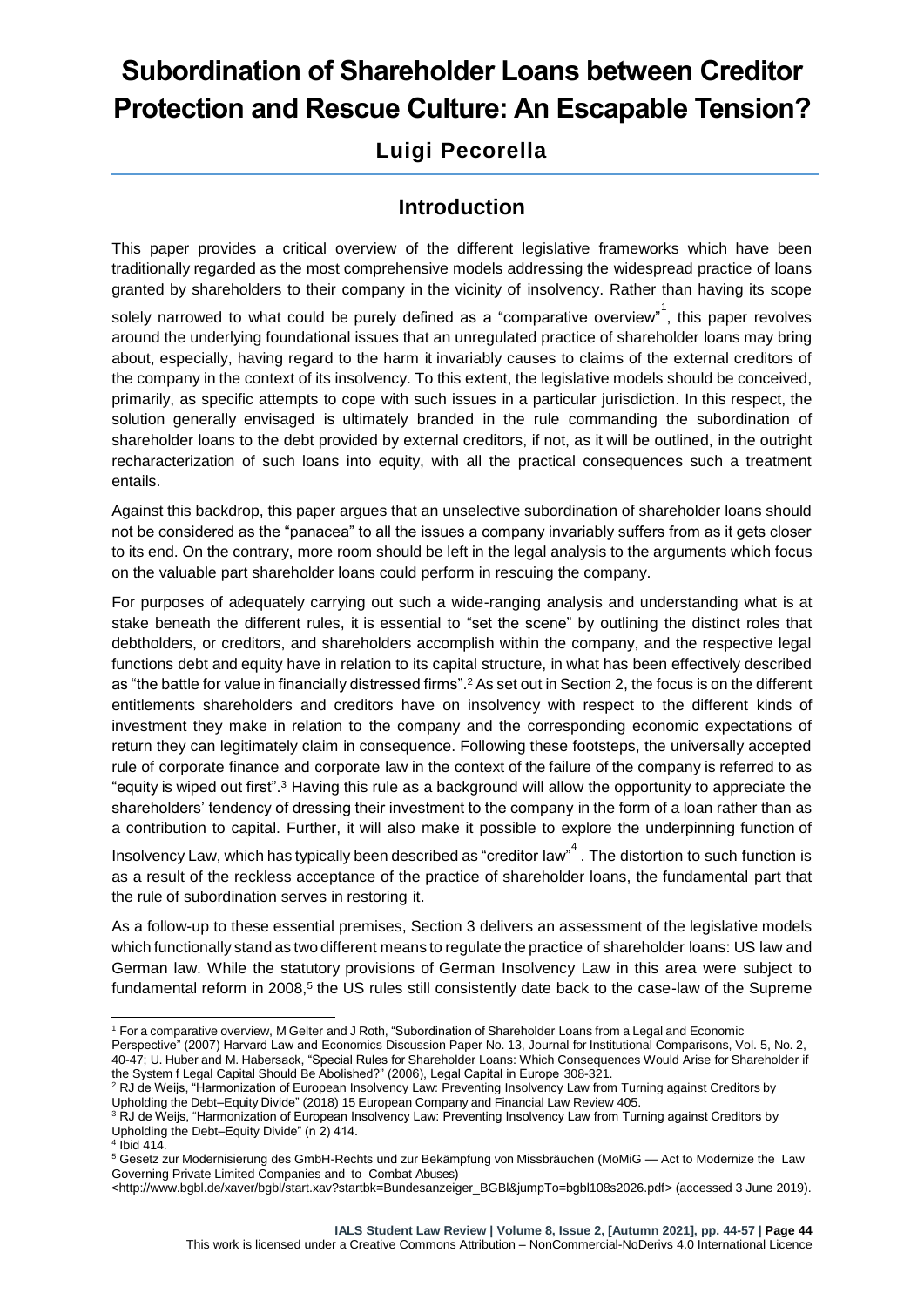# Subordination of Shareholder Loans between Creditor Protection and Rescue Culture: An Escapable Tension?

## Luigi Pecorella

## Introduction

This paper provides a critical overview of the different legislative frameworks which have been traditionally regarded as the most comprehensive models addressing the widespread practice of loans granted by shareholders to their company in the vicinity of insolvency. Rather than having its scope solely narrowed to what could be purely defined as a "comparative overview"[1], this paper revolves around the underlying foundational issues that an unregulated practice of shareholder loans may bring about, especially, having regard to the harm it invariably causes to claims of the external creditors of the company in the context of its insolvency. To this extent, the legislative models should be conceived, primarily, as specific attempts to cope with such issues in a particular jurisdiction. In this respect, the solution generally envisaged is ultimately branded in the rule commanding the subordination of shareholder loans to the debt provided by external creditors, if not, as it will be outlined, in the outright recharacterization of such loans into equity, with all the practical consequences such a treatment entails.

Against this backdrop, this paper argues that an unselective subordination of shareholder loans should not be considered as the "panacea" to all the issues a company invariably suffers from as it gets closer to its end. On the contrary, more room should be left in the legal analysis to the arguments which focus on the valuable part shareholder loans could perform in rescuing the company.

For purposes of adequately carrying out such a wide-ranging analysis and understanding what is at stake beneath the different rules, it is essential to "set the scene" by outlining the distinct roles that debtholders, or creditors, and shareholders accomplish within the company, and the respective legal functions debt and equity have in relation to its capital structure, in what has been effectively described as "the battle for value in financially distressed firms".[2] As set out in Section 2, the focus is on the different entitlements shareholders and creditors have on insolvency with respect to the different kinds of investment they make in relation to the company and the corresponding economic expectations of return they can legitimately claim in consequence. Following these footsteps, the universally accepted rule of corporate finance and corporate law in the context of the failure of the company is referred to as "equity is wiped out first".[3] Having this rule as a background will allow the opportunity to appreciate the shareholders' tendency of dressing their investment to the company in the form of a loan rather than as a contribution to capital. Further, it will also make it possible to explore the underpinning function of Insolvency Law, which has typically been described as "creditor law"[4]. The distortion to such function is as a result of the reckless acceptance of the practice of shareholder loans, the fundamental part that the rule of subordination serves in restoring it.

As a follow-up to these essential premises, Section 3 delivers an assessment of the legislative models which functionally stand as two different means to regulate the practice of shareholder loans: US law and German law. While the statutory provisions of German Insolvency Law in this area were subject to fundamental reform in 2008,[5] the US rules still consistently date back to the case-law of the Supreme

---

[1] For a comparative overview, M Gelter and J Roth, "Subordination of Shareholder Loans from a Legal and Economic Perspective" (2007) Harvard Law and Economics Discussion Paper No. 13, Journal for Institutional Comparisons, Vol. 5, No. 2, 40-47; U. Huber and M. Habersack, "Special Rules for Shareholder Loans: Which Consequences Would Arise for Shareholder if the System f Legal Capital Should Be Abolished?" (2006), Legal Capital in Europe 308-321.

[2] RJ de Weijs, "Harmonization of European Insolvency Law: Preventing Insolvency Law from Turning against Creditors by Upholding the Debt–Equity Divide" (2018) 15 European Company and Financial Law Review 405.

[3] RJ de Weijs, "Harmonization of European Insolvency Law: Preventing Insolvency Law from Turning against Creditors by Upholding the Debt–Equity Divide" (n 2) 414.

[4] Ibid 414.

[5] Gesetz zur Modernisierung des GmbH-Rechts und zur Bekämpfung von Missbräuchen (MoMiG — Act to Modernize the Law Governing Private Limited Companies and to Combat Abuses) <http://www.bgbl.de/xaver/bgbl/start.xav?startbk=Bundesanzeiger_BGBl&jumpTo=bgbl108s2026.pdf> (accessed 3 June 2019).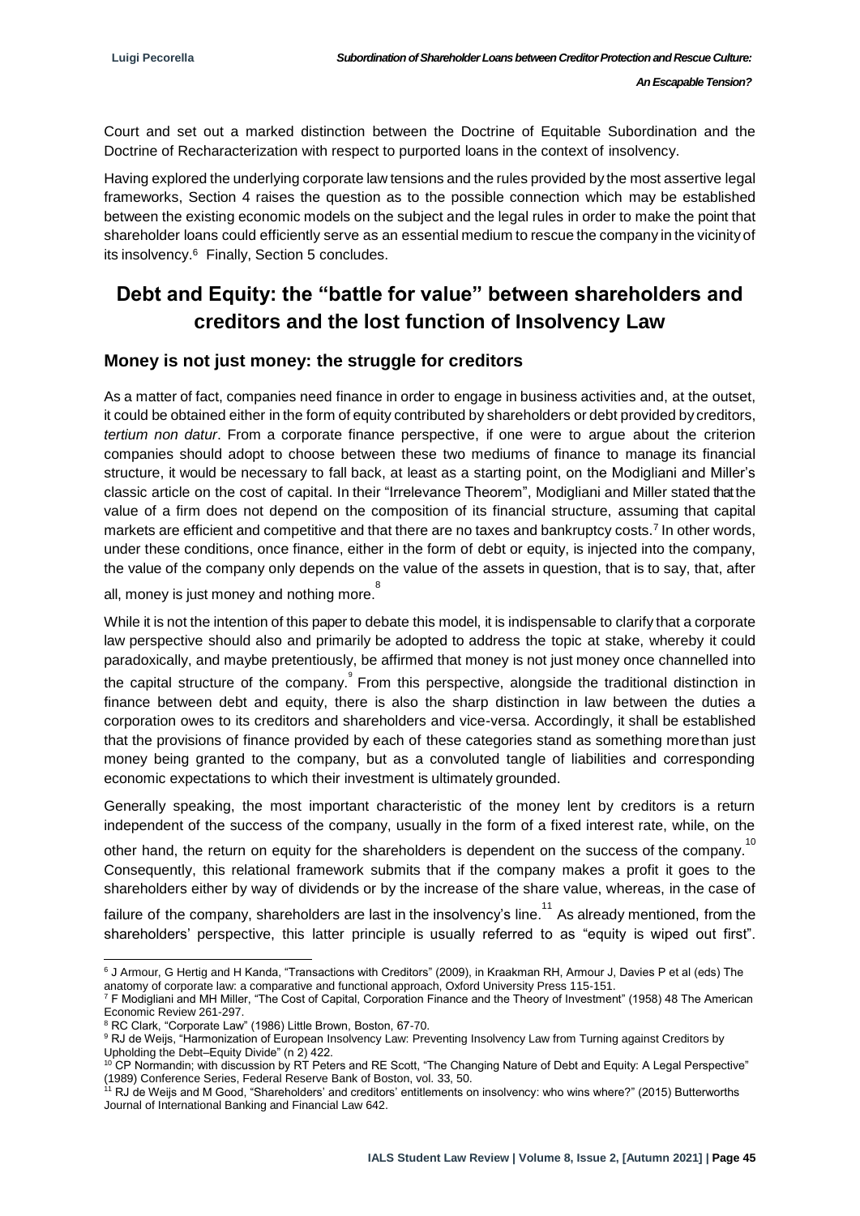Court and set out a marked distinction between the Doctrine of Equitable Subordination and the Doctrine of Recharacterization with respect to purported loans in the context of insolvency.

Having explored the underlying corporate law tensions and the rules provided by the most assertive legal frameworks, Section 4 raises the question as to the possible connection which may be established between the existing economic models on the subject and the legal rules in order to make the point that shareholder loans could efficiently serve as an essential medium to rescue the company in the vicinity of its insolvency.[6] Finally, Section 5 concludes.

# Debt and Equity: the "battle for value" between shareholders and creditors and the lost function of Insolvency Law

## Money is not just money: the struggle for creditors

As a matter of fact, companies need finance in order to engage in business activities and, at the outset, it could be obtained either in the form of equity contributed by shareholders or debt provided by creditors, *tertium non datur*. From a corporate finance perspective, if one were to argue about the criterion companies should adopt to choose between these two mediums of finance to manage its financial structure, it would be necessary to fall back, at least as a starting point, on the Modigliani and Miller's classic article on the cost of capital. In their "Irrelevance Theorem", Modigliani and Miller stated that the value of a firm does not depend on the composition of its financial structure, assuming that capital markets are efficient and competitive and that there are no taxes and bankruptcy costs.[7] In other words, under these conditions, once finance, either in the form of debt or equity, is injected into the company, the value of the company only depends on the value of the assets in question, that is to say, that, after all, money is just money and nothing more.[8]

While it is not the intention of this paper to debate this model, it is indispensable to clarify that a corporate law perspective should also and primarily be adopted to address the topic at stake, whereby it could paradoxically, and maybe pretentiously, be affirmed that money is not just money once channelled into the capital structure of the company.[9] From this perspective, alongside the traditional distinction in finance between debt and equity, there is also the sharp distinction in law between the duties a corporation owes to its creditors and shareholders and vice-versa. Accordingly, it shall be established that the provisions of finance provided by each of these categories stand as something more than just money being granted to the company, but as a convoluted tangle of liabilities and corresponding economic expectations to which their investment is ultimately grounded.

Generally speaking, the most important characteristic of the money lent by creditors is a return independent of the success of the company, usually in the form of a fixed interest rate, while, on the other hand, the return on equity for the shareholders is dependent on the success of the company.[10] Consequently, this relational framework submits that if the company makes a profit it goes to the shareholders either by way of dividends or by the increase of the share value, whereas, in the case of failure of the company, shareholders are last in the insolvency's line.[11] As already mentioned, from the shareholders' perspective, this latter principle is usually referred to as "equity is wiped out first".

---

[6] J Armour, G Hertig and H Kanda, "Transactions with Creditors" (2009), in Kraakman RH, Armour J, Davies P et al (eds) The anatomy of corporate law: a comparative and functional approach, Oxford University Press 115-151.

[7] F Modigliani and MH Miller, "The Cost of Capital, Corporation Finance and the Theory of Investment" (1958) 48 The American Economic Review 261-297.

[8] RC Clark, "Corporate Law" (1986) Little Brown, Boston, 67-70.

[9] RJ de Weijs, "Harmonization of European Insolvency Law: Preventing Insolvency Law from Turning against Creditors by Upholding the Debt–Equity Divide" (n 2) 422.

[10] CP Normandin; with discussion by RT Peters and RE Scott, "The Changing Nature of Debt and Equity: A Legal Perspective" (1989) Conference Series, Federal Reserve Bank of Boston, vol. 33, 50.

[11] RJ de Weijs and M Good, "Shareholders' and creditors' entitlements on insolvency: who wins where?" (2015) Butterworths Journal of International Banking and Financial Law 642.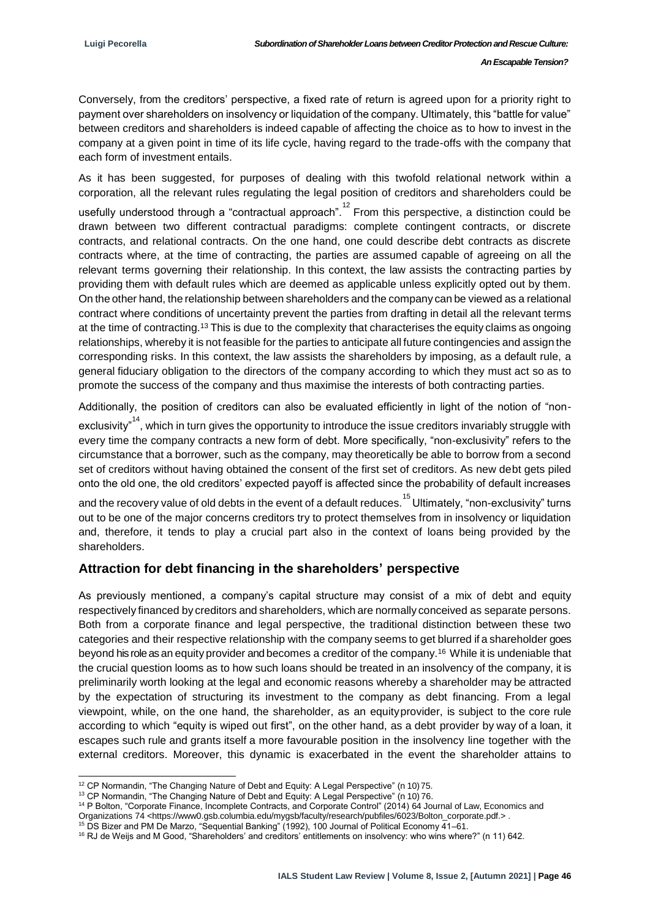Conversely, from the creditors' perspective, a fixed rate of return is agreed upon for a priority right to payment over shareholders on insolvency or liquidation of the company. Ultimately, this "battle for value" between creditors and shareholders is indeed capable of affecting the choice as to how to invest in the company at a given point in time of its life cycle, having regard to the trade-offs with the company that each form of investment entails.

As it has been suggested, for purposes of dealing with this twofold relational network within a corporation, all the relevant rules regulating the legal position of creditors and shareholders could be usefully understood through a "contractual approach".[12] From this perspective, a distinction could be drawn between two different contractual paradigms: complete contingent contracts, or discrete contracts, and relational contracts. On the one hand, one could describe debt contracts as discrete contracts where, at the time of contracting, the parties are assumed capable of agreeing on all the relevant terms governing their relationship. In this context, the law assists the contracting parties by providing them with default rules which are deemed as applicable unless explicitly opted out by them. On the other hand, the relationship between shareholders and the company can be viewed as a relational contract where conditions of uncertainty prevent the parties from drafting in detail all the relevant terms at the time of contracting.[13] This is due to the complexity that characterises the equity claims as ongoing relationships, whereby it is not feasible for the parties to anticipate all future contingencies and assign the corresponding risks. In this context, the law assists the shareholders by imposing, as a default rule, a general fiduciary obligation to the directors of the company according to which they must act so as to promote the success of the company and thus maximise the interests of both contracting parties.

Additionally, the position of creditors can also be evaluated efficiently in light of the notion of "non-exclusivity"[14], which in turn gives the opportunity to introduce the issue creditors invariably struggle with every time the company contracts a new form of debt. More specifically, "non-exclusivity" refers to the circumstance that a borrower, such as the company, may theoretically be able to borrow from a second set of creditors without having obtained the consent of the first set of creditors. As new debt gets piled onto the old one, the old creditors' expected payoff is affected since the probability of default increases and the recovery value of old debts in the event of a default reduces.[15] Ultimately, "non-exclusivity" turns out to be one of the major concerns creditors try to protect themselves from in insolvency or liquidation and, therefore, it tends to play a crucial part also in the context of loans being provided by the shareholders.

## Attraction for debt financing in the shareholders' perspective

As previously mentioned, a company's capital structure may consist of a mix of debt and equity respectively financed by creditors and shareholders, which are normally conceived as separate persons. Both from a corporate finance and legal perspective, the traditional distinction between these two categories and their respective relationship with the company seems to get blurred if a shareholder goes beyond his role as an equity provider and becomes a creditor of the company.[16] While it is undeniable that the crucial question looms as to how such loans should be treated in an insolvency of the company, it is preliminarily worth looking at the legal and economic reasons whereby a shareholder may be attracted by the expectation of structuring its investment to the company as debt financing. From a legal viewpoint, while, on the one hand, the shareholder, as an equity provider, is subject to the core rule according to which "equity is wiped out first", on the other hand, as a debt provider by way of a loan, it escapes such rule and grants itself a more favourable position in the insolvency line together with the external creditors. Moreover, this dynamic is exacerbated in the event the shareholder attains to

---

[12] CP Normandin, "The Changing Nature of Debt and Equity: A Legal Perspective" (n 10) 75.

[13] CP Normandin, "The Changing Nature of Debt and Equity: A Legal Perspective" (n 10) 76.

[14] P Bolton, "Corporate Finance, Incomplete Contracts, and Corporate Control" (2014) 64 Journal of Law, Economics and Organizations 74 <https://www0.gsb.columbia.edu/mygsb/faculty/research/pubfiles/6023/Bolton_corporate.pdf.> .

[15] DS Bizer and PM De Marzo, "Sequential Banking" (1992), 100 Journal of Political Economy 41–61.

[16] RJ de Weijs and M Good, "Shareholders' and creditors' entitlements on insolvency: who wins where?" (n 11) 642.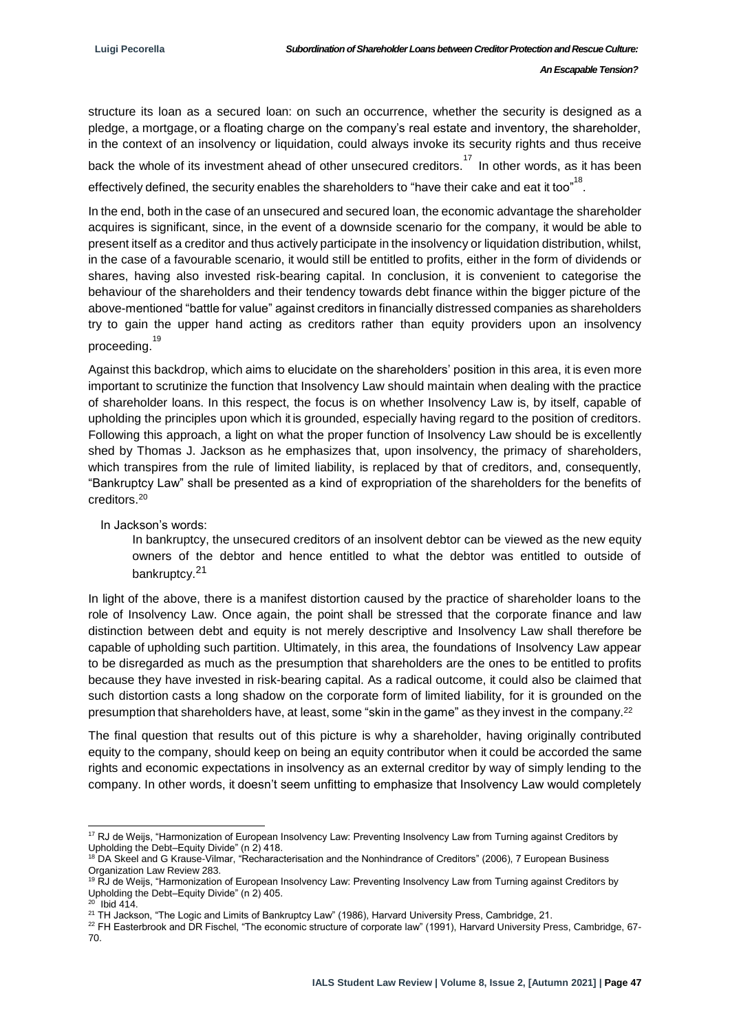structure its loan as a secured loan: on such an occurrence, whether the security is designed as a pledge, a mortgage, or a floating charge on the company's real estate and inventory, the shareholder, in the context of an insolvency or liquidation, could always invoke its security rights and thus receive back the whole of its investment ahead of other unsecured creditors.[17] In other words, as it has been effectively defined, the security enables the shareholders to "have their cake and eat it too"[18].

In the end, both in the case of an unsecured and secured loan, the economic advantage the shareholder acquires is significant, since, in the event of a downside scenario for the company, it would be able to present itself as a creditor and thus actively participate in the insolvency or liquidation distribution, whilst, in the case of a favourable scenario, it would still be entitled to profits, either in the form of dividends or shares, having also invested risk-bearing capital. In conclusion, it is convenient to categorise the behaviour of the shareholders and their tendency towards debt finance within the bigger picture of the above-mentioned "battle for value" against creditors in financially distressed companies as shareholders try to gain the upper hand acting as creditors rather than equity providers upon an insolvency proceeding.[19]

Against this backdrop, which aims to elucidate on the shareholders' position in this area, it is even more important to scrutinize the function that Insolvency Law should maintain when dealing with the practice of shareholder loans. In this respect, the focus is on whether Insolvency Law is, by itself, capable of upholding the principles upon which it is grounded, especially having regard to the position of creditors. Following this approach, a light on what the proper function of Insolvency Law should be is excellently shed by Thomas J. Jackson as he emphasizes that, upon insolvency, the primacy of shareholders, which transpires from the rule of limited liability, is replaced by that of creditors, and, consequently, "Bankruptcy Law" shall be presented as a kind of expropriation of the shareholders for the benefits of creditors.[20]

In Jackson's words:

> In bankruptcy, the unsecured creditors of an insolvent debtor can be viewed as the new equity owners of the debtor and hence entitled to what the debtor was entitled to outside of bankruptcy.[21]

In light of the above, there is a manifest distortion caused by the practice of shareholder loans to the role of Insolvency Law. Once again, the point shall be stressed that the corporate finance and law distinction between debt and equity is not merely descriptive and Insolvency Law shall therefore be capable of upholding such partition. Ultimately, in this area, the foundations of Insolvency Law appear to be disregarded as much as the presumption that shareholders are the ones to be entitled to profits because they have invested in risk-bearing capital. As a radical outcome, it could also be claimed that such distortion casts a long shadow on the corporate form of limited liability, for it is grounded on the presumption that shareholders have, at least, some "skin in the game" as they invest in the company.[22]

The final question that results out of this picture is why a shareholder, having originally contributed equity to the company, should keep on being an equity contributor when it could be accorded the same rights and economic expectations in insolvency as an external creditor by way of simply lending to the company. In other words, it doesn't seem unfitting to emphasize that Insolvency Law would completely

---

[17] RJ de Weijs, "Harmonization of European Insolvency Law: Preventing Insolvency Law from Turning against Creditors by Upholding the Debt–Equity Divide" (n 2) 418.

[18] DA Skeel and G Krause-Vilmar, "Recharacterisation and the Nonhindrance of Creditors" (2006), 7 European Business Organization Law Review 283.

[19] RJ de Weijs, "Harmonization of European Insolvency Law: Preventing Insolvency Law from Turning against Creditors by Upholding the Debt–Equity Divide" (n 2) 405.

[20] Ibid 414.

[21] TH Jackson, "The Logic and Limits of Bankruptcy Law" (1986), Harvard University Press, Cambridge, 21.

[22] FH Easterbrook and DR Fischel, "The economic structure of corporate law" (1991), Harvard University Press, Cambridge, 67-70.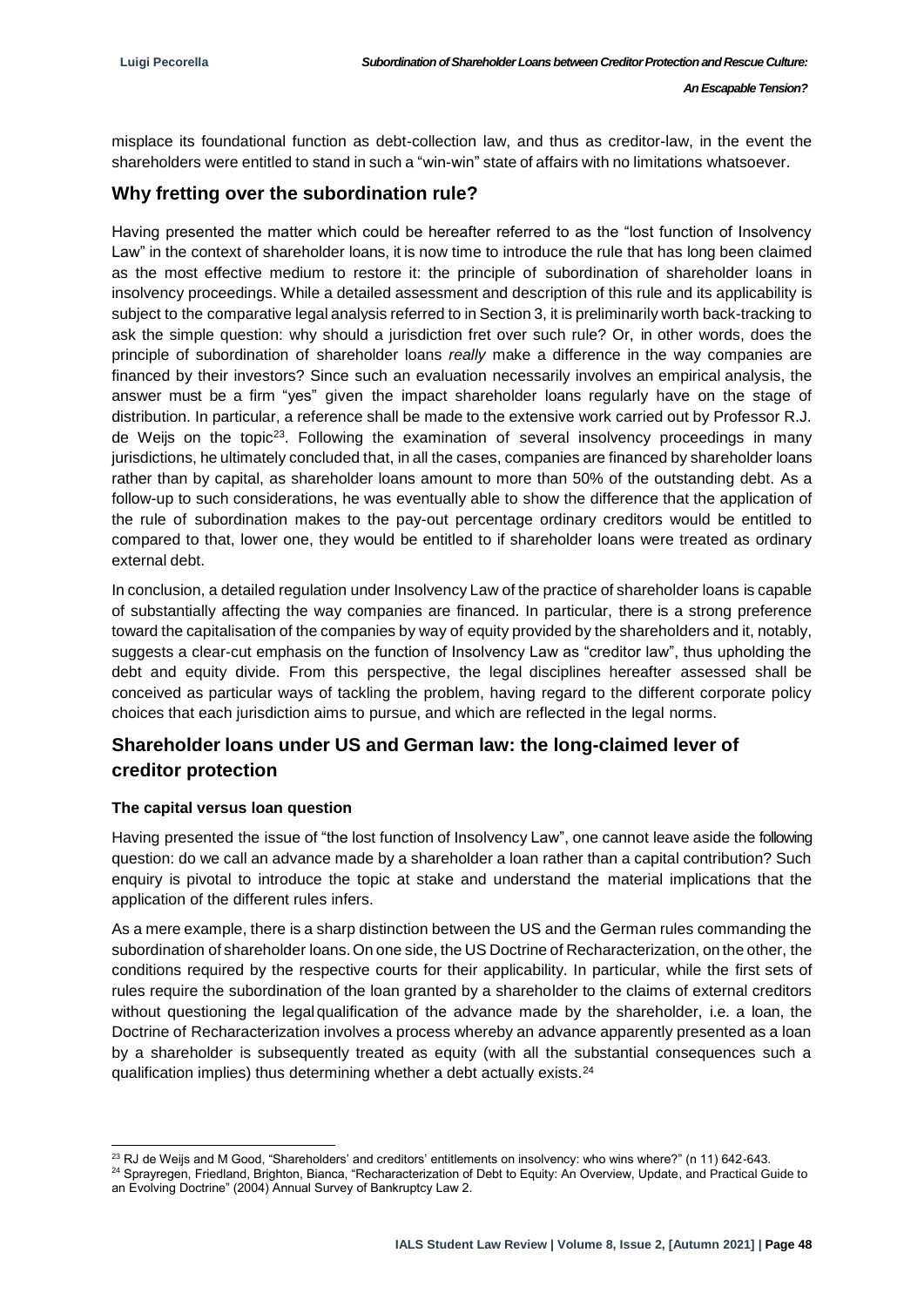misplace its foundational function as debt-collection law, and thus as creditor-law, in the event the shareholders were entitled to stand in such a "win-win" state of affairs with no limitations whatsoever.

## Why fretting over the subordination rule?

Having presented the matter which could be hereafter referred to as the "lost function of Insolvency Law" in the context of shareholder loans, it is now time to introduce the rule that has long been claimed as the most effective medium to restore it: the principle of subordination of shareholder loans in insolvency proceedings. While a detailed assessment and description of this rule and its applicability is subject to the comparative legal analysis referred to in Section 3, it is preliminarily worth back-tracking to ask the simple question: why should a jurisdiction fret over such rule? Or, in other words, does the principle of subordination of shareholder loans *really* make a difference in the way companies are financed by their investors? Since such an evaluation necessarily involves an empirical analysis, the answer must be a firm "yes" given the impact shareholder loans regularly have on the stage of distribution. In particular, a reference shall be made to the extensive work carried out by Professor R.J. de Weijs on the topic[23]. Following the examination of several insolvency proceedings in many jurisdictions, he ultimately concluded that, in all the cases, companies are financed by shareholder loans rather than by capital, as shareholder loans amount to more than 50% of the outstanding debt. As a follow-up to such considerations, he was eventually able to show the difference that the application of the rule of subordination makes to the pay-out percentage ordinary creditors would be entitled to compared to that, lower one, they would be entitled to if shareholder loans were treated as ordinary external debt.

In conclusion, a detailed regulation under Insolvency Law of the practice of shareholder loans is capable of substantially affecting the way companies are financed. In particular, there is a strong preference toward the capitalisation of the companies by way of equity provided by the shareholders and it, notably, suggests a clear-cut emphasis on the function of Insolvency Law as "creditor law", thus upholding the debt and equity divide. From this perspective, the legal disciplines hereafter assessed shall be conceived as particular ways of tackling the problem, having regard to the different corporate policy choices that each jurisdiction aims to pursue, and which are reflected in the legal norms.

## Shareholder loans under US and German law: the long-claimed lever of creditor protection

### The capital versus loan question

Having presented the issue of "the lost function of Insolvency Law", one cannot leave aside the following question: do we call an advance made by a shareholder a loan rather than a capital contribution? Such enquiry is pivotal to introduce the topic at stake and understand the material implications that the application of the different rules infers.

As a mere example, there is a sharp distinction between the US and the German rules commanding the subordination of shareholder loans. On one side, the US Doctrine of Recharacterization, on the other, the conditions required by the respective courts for their applicability. In particular, while the first sets of rules require the subordination of the loan granted by a shareholder to the claims of external creditors without questioning the legal qualification of the advance made by the shareholder, i.e. a loan, the Doctrine of Recharacterization involves a process whereby an advance apparently presented as a loan by a shareholder is subsequently treated as equity (with all the substantial consequences such a qualification implies) thus determining whether a debt actually exists.[24]

---

[23] RJ de Weijs and M Good, "Shareholders' and creditors' entitlements on insolvency: who wins where?" (n 11) 642-643.

[24] Sprayregen, Friedland, Brighton, Bianca, "Recharacterization of Debt to Equity: An Overview, Update, and Practical Guide to an Evolving Doctrine" (2004) Annual Survey of Bankruptcy Law 2.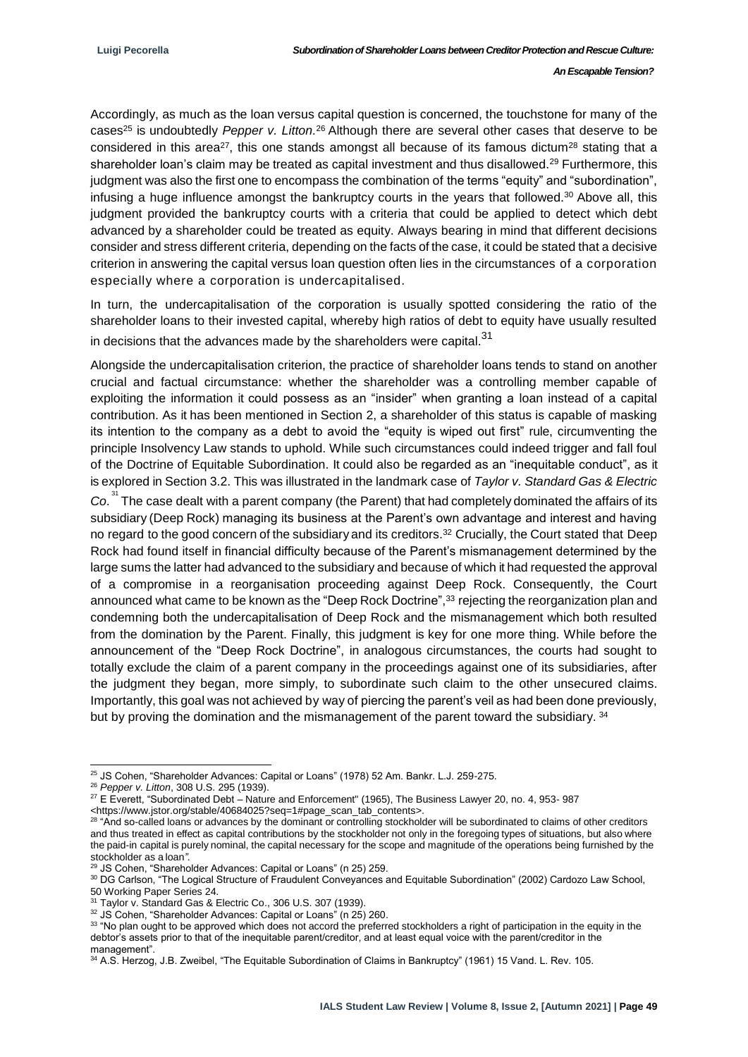Accordingly, as much as the loan versus capital question is concerned, the touchstone for many of the cases[25] is undoubtedly *Pepper v. Litton.*[26] Although there are several other cases that deserve to be considered in this area[27], this one stands amongst all because of its famous dictum[28] stating that a shareholder loan's claim may be treated as capital investment and thus disallowed.[29] Furthermore, this judgment was also the first one to encompass the combination of the terms "equity" and "subordination", infusing a huge influence amongst the bankruptcy courts in the years that followed.[30] Above all, this judgment provided the bankruptcy courts with a criteria that could be applied to detect which debt advanced by a shareholder could be treated as equity. Always bearing in mind that different decisions consider and stress different criteria, depending on the facts of the case, it could be stated that a decisive criterion in answering the capital versus loan question often lies in the circumstances of a corporation especially where a corporation is undercapitalised.

In turn, the undercapitalisation of the corporation is usually spotted considering the ratio of the shareholder loans to their invested capital, whereby high ratios of debt to equity have usually resulted in decisions that the advances made by the shareholders were capital.[31]

Alongside the undercapitalisation criterion, the practice of shareholder loans tends to stand on another crucial and factual circumstance: whether the shareholder was a controlling member capable of exploiting the information it could possess as an "insider" when granting a loan instead of a capital contribution. As it has been mentioned in Section 2, a shareholder of this status is capable of masking its intention to the company as a debt to avoid the "equity is wiped out first" rule, circumventing the principle Insolvency Law stands to uphold. While such circumstances could indeed trigger and fall foul of the Doctrine of Equitable Subordination. It could also be regarded as an "inequitable conduct", as it is explored in Section 3.2. This was illustrated in the landmark case of *Taylor v. Standard Gas & Electric Co*.[31] The case dealt with a parent company (the Parent) that had completely dominated the affairs of its subsidiary (Deep Rock) managing its business at the Parent's own advantage and interest and having no regard to the good concern of the subsidiary and its creditors.[32] Crucially, the Court stated that Deep Rock had found itself in financial difficulty because of the Parent's mismanagement determined by the large sums the latter had advanced to the subsidiary and because of which it had requested the approval of a compromise in a reorganisation proceeding against Deep Rock. Consequently, the Court announced what came to be known as the "Deep Rock Doctrine",[33] rejecting the reorganization plan and condemning both the undercapitalisation of Deep Rock and the mismanagement which both resulted from the domination by the Parent. Finally, this judgment is key for one more thing. While before the announcement of the "Deep Rock Doctrine", in analogous circumstances, the courts had sought to totally exclude the claim of a parent company in the proceedings against one of its subsidiaries, after the judgment they began, more simply, to subordinate such claim to the other unsecured claims. Importantly, this goal was not achieved by way of piercing the parent's veil as had been done previously, but by proving the domination and the mismanagement of the parent toward the subsidiary. [34]

---

[25] JS Cohen, "Shareholder Advances: Capital or Loans" (1978) 52 Am. Bankr. L.J. 259-275.

[26] *Pepper v. Litton*, 308 U.S. 295 (1939).

[27] E Everett, "Subordinated Debt – Nature and Enforcement" (1965), The Business Lawyer 20, no. 4, 953- 987 <https://www.jstor.org/stable/40684025?seq=1#page_scan_tab_contents>.

[28] "And so-called loans or advances by the dominant or controlling stockholder will be subordinated to claims of other creditors and thus treated in effect as capital contributions by the stockholder not only in the foregoing types of situations, but also where the paid-in capital is purely nominal, the capital necessary for the scope and magnitude of the operations being furnished by the stockholder as a loan".

[29] JS Cohen, "Shareholder Advances: Capital or Loans" (n 25) 259.

[30] DG Carlson, "The Logical Structure of Fraudulent Conveyances and Equitable Subordination" (2002) Cardozo Law School, 50 Working Paper Series 24.

[31] Taylor v. Standard Gas & Electric Co., 306 U.S. 307 (1939).

[32] JS Cohen, "Shareholder Advances: Capital or Loans" (n 25) 260.

[33] "No plan ought to be approved which does not accord the preferred stockholders a right of participation in the equity in the debtor's assets prior to that of the inequitable parent/creditor, and at least equal voice with the parent/creditor in the management".

[34] A.S. Herzog, J.B. Zweibel, "The Equitable Subordination of Claims in Bankruptcy" (1961) 15 Vand. L. Rev. 105.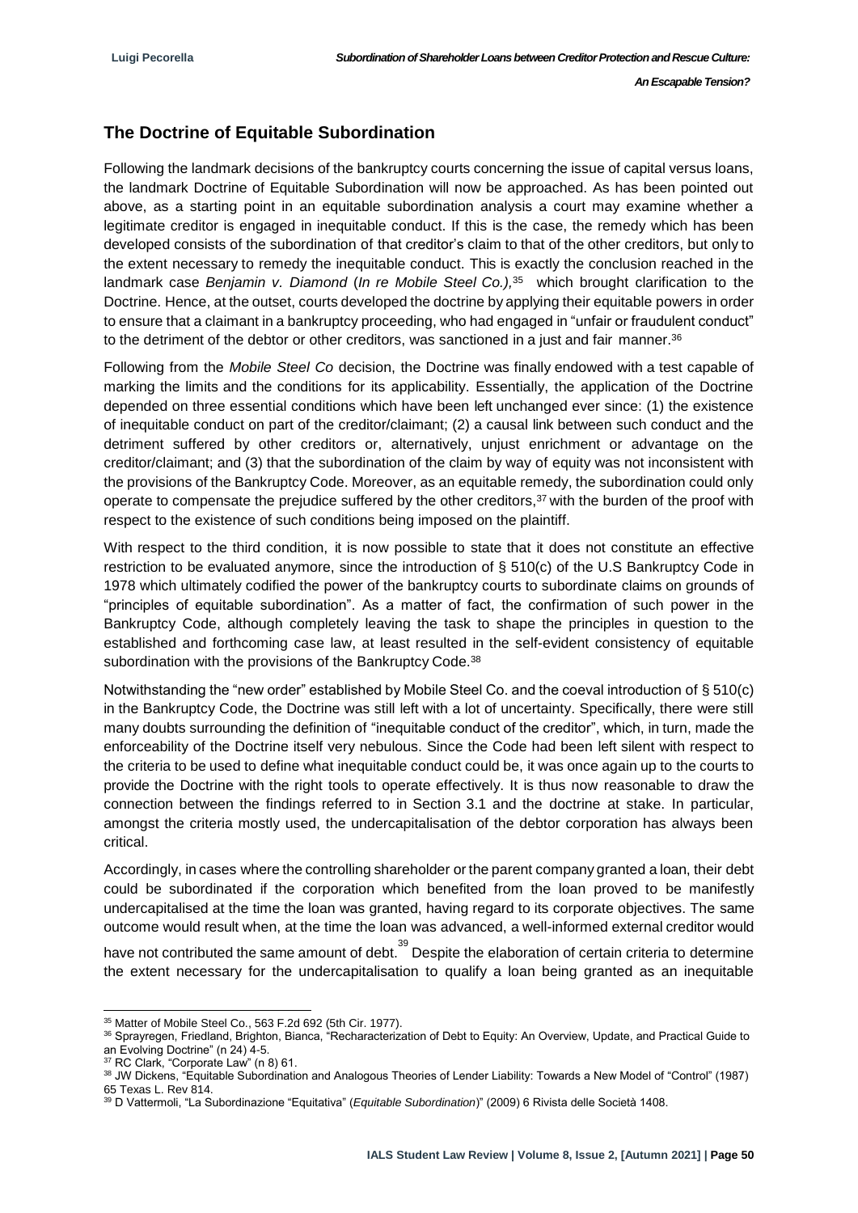## The Doctrine of Equitable Subordination

Following the landmark decisions of the bankruptcy courts concerning the issue of capital versus loans, the landmark Doctrine of Equitable Subordination will now be approached. As has been pointed out above, as a starting point in an equitable subordination analysis a court may examine whether a legitimate creditor is engaged in inequitable conduct. If this is the case, the remedy which has been developed consists of the subordination of that creditor's claim to that of the other creditors, but only to the extent necessary to remedy the inequitable conduct. This is exactly the conclusion reached in the landmark case *Benjamin v. Diamond* (*In re Mobile Steel Co.)*,[35] which brought clarification to the Doctrine. Hence, at the outset, courts developed the doctrine by applying their equitable powers in order to ensure that a claimant in a bankruptcy proceeding, who had engaged in "unfair or fraudulent conduct" to the detriment of the debtor or other creditors, was sanctioned in a just and fair manner.[36]

Following from the *Mobile Steel Co* decision, the Doctrine was finally endowed with a test capable of marking the limits and the conditions for its applicability. Essentially, the application of the Doctrine depended on three essential conditions which have been left unchanged ever since: (1) the existence of inequitable conduct on part of the creditor/claimant; (2) a causal link between such conduct and the detriment suffered by other creditors or, alternatively, unjust enrichment or advantage on the creditor/claimant; and (3) that the subordination of the claim by way of equity was not inconsistent with the provisions of the Bankruptcy Code. Moreover, as an equitable remedy, the subordination could only operate to compensate the prejudice suffered by the other creditors,[37] with the burden of the proof with respect to the existence of such conditions being imposed on the plaintiff.

With respect to the third condition, it is now possible to state that it does not constitute an effective restriction to be evaluated anymore, since the introduction of § 510(c) of the U.S Bankruptcy Code in 1978 which ultimately codified the power of the bankruptcy courts to subordinate claims on grounds of "principles of equitable subordination". As a matter of fact, the confirmation of such power in the Bankruptcy Code, although completely leaving the task to shape the principles in question to the established and forthcoming case law, at least resulted in the self-evident consistency of equitable subordination with the provisions of the Bankruptcy Code.[38]

Notwithstanding the "new order" established by Mobile Steel Co. and the coeval introduction of § 510(c) in the Bankruptcy Code, the Doctrine was still left with a lot of uncertainty. Specifically, there were still many doubts surrounding the definition of "inequitable conduct of the creditor", which, in turn, made the enforceability of the Doctrine itself very nebulous. Since the Code had been left silent with respect to the criteria to be used to define what inequitable conduct could be, it was once again up to the courts to provide the Doctrine with the right tools to operate effectively. It is thus now reasonable to draw the connection between the findings referred to in Section 3.1 and the doctrine at stake. In particular, amongst the criteria mostly used, the undercapitalisation of the debtor corporation has always been critical.

Accordingly, in cases where the controlling shareholder or the parent company granted a loan, their debt could be subordinated if the corporation which benefited from the loan proved to be manifestly undercapitalised at the time the loan was granted, having regard to its corporate objectives. The same outcome would result when, at the time the loan was advanced, a well-informed external creditor would have not contributed the same amount of debt.[39] Despite the elaboration of certain criteria to determine the extent necessary for the undercapitalisation to qualify a loan being granted as an inequitable

---

[35] Matter of Mobile Steel Co., 563 F.2d 692 (5th Cir. 1977).

[36] Sprayregen, Friedland, Brighton, Bianca, "Recharacterization of Debt to Equity: An Overview, Update, and Practical Guide to an Evolving Doctrine" (n 24) 4-5.

[37] RC Clark, "Corporate Law" (n 8) 61.

[38] JW Dickens, "Equitable Subordination and Analogous Theories of Lender Liability: Towards a New Model of "Control" (1987) 65 Texas L. Rev 814.

[39] D Vattermoli, "La Subordinazione "Equitativa" (*Equitable Subordination*)" (2009) 6 Rivista delle Società 1408.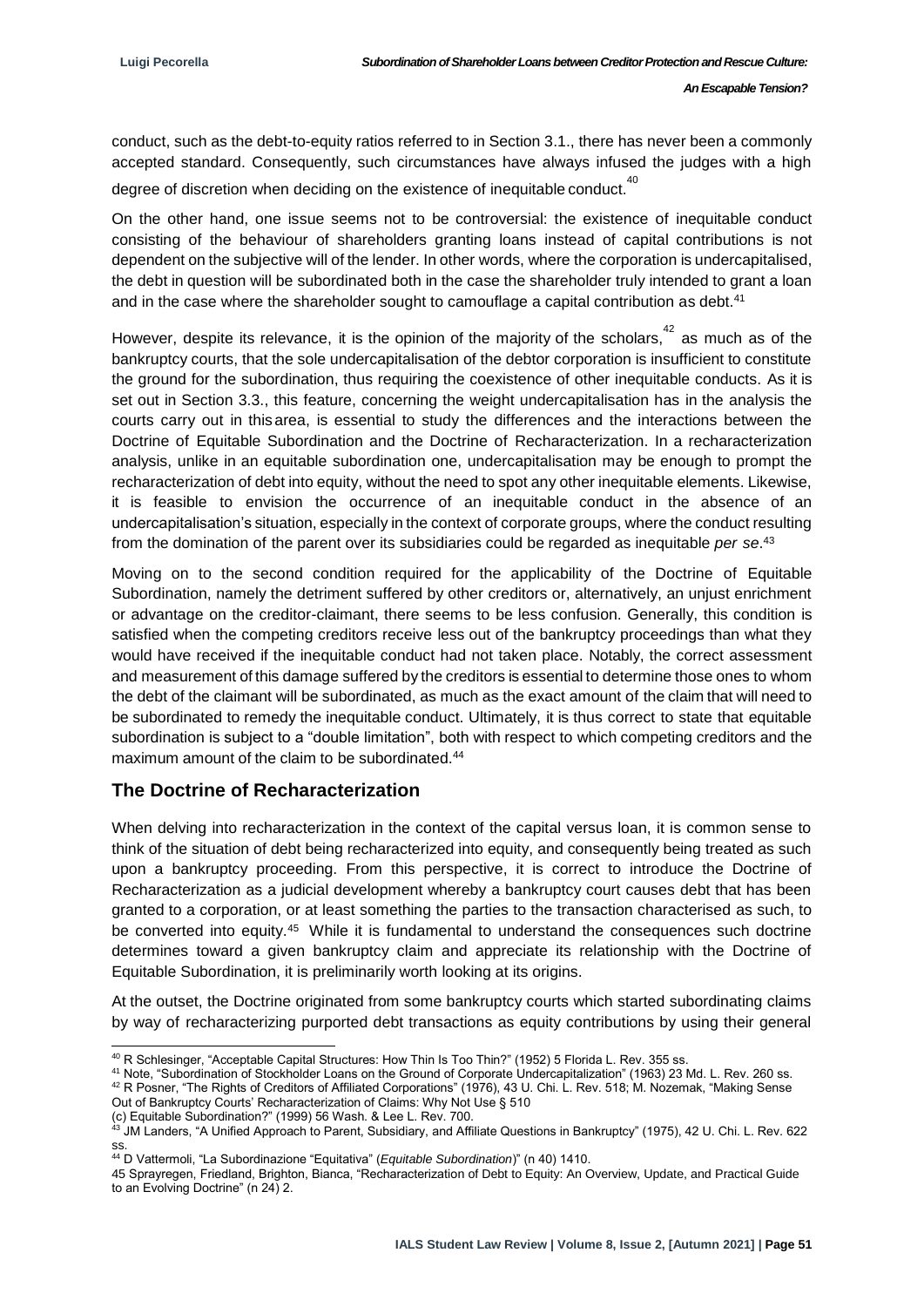conduct, such as the debt-to-equity ratios referred to in Section 3.1., there has never been a commonly accepted standard. Consequently, such circumstances have always infused the judges with a high degree of discretion when deciding on the existence of inequitable conduct.[40]

On the other hand, one issue seems not to be controversial: the existence of inequitable conduct consisting of the behaviour of shareholders granting loans instead of capital contributions is not dependent on the subjective will of the lender. In other words, where the corporation is undercapitalised, the debt in question will be subordinated both in the case the shareholder truly intended to grant a loan and in the case where the shareholder sought to camouflage a capital contribution as debt.[41]

However, despite its relevance, it is the opinion of the majority of the scholars,[42] as much as of the bankruptcy courts, that the sole undercapitalisation of the debtor corporation is insufficient to constitute the ground for the subordination, thus requiring the coexistence of other inequitable conducts. As it is set out in Section 3.3., this feature, concerning the weight undercapitalisation has in the analysis the courts carry out in this area, is essential to study the differences and the interactions between the Doctrine of Equitable Subordination and the Doctrine of Recharacterization. In a recharacterization analysis, unlike in an equitable subordination one, undercapitalisation may be enough to prompt the recharacterization of debt into equity, without the need to spot any other inequitable elements. Likewise, it is feasible to envision the occurrence of an inequitable conduct in the absence of an undercapitalisation's situation, especially in the context of corporate groups, where the conduct resulting from the domination of the parent over its subsidiaries could be regarded as inequitable *per se*.[43]

Moving on to the second condition required for the applicability of the Doctrine of Equitable Subordination, namely the detriment suffered by other creditors or, alternatively, an unjust enrichment or advantage on the creditor-claimant, there seems to be less confusion. Generally, this condition is satisfied when the competing creditors receive less out of the bankruptcy proceedings than what they would have received if the inequitable conduct had not taken place. Notably, the correct assessment and measurement of this damage suffered by the creditors is essential to determine those ones to whom the debt of the claimant will be subordinated, as much as the exact amount of the claim that will need to be subordinated to remedy the inequitable conduct. Ultimately, it is thus correct to state that equitable subordination is subject to a "double limitation", both with respect to which competing creditors and the maximum amount of the claim to be subordinated.[44]

## The Doctrine of Recharacterization

When delving into recharacterization in the context of the capital versus loan, it is common sense to think of the situation of debt being recharacterized into equity, and consequently being treated as such upon a bankruptcy proceeding. From this perspective, it is correct to introduce the Doctrine of Recharacterization as a judicial development whereby a bankruptcy court causes debt that has been granted to a corporation, or at least something the parties to the transaction characterised as such, to be converted into equity.[45] While it is fundamental to understand the consequences such doctrine determines toward a given bankruptcy claim and appreciate its relationship with the Doctrine of Equitable Subordination, it is preliminarily worth looking at its origins.

At the outset, the Doctrine originated from some bankruptcy courts which started subordinating claims by way of recharacterizing purported debt transactions as equity contributions by using their general

---

[40] R Schlesinger, "Acceptable Capital Structures: How Thin Is Too Thin?" (1952) 5 Florida L. Rev. 355 ss.

[41] Note, "Subordination of Stockholder Loans on the Ground of Corporate Undercapitalization" (1963) 23 Md. L. Rev. 260 ss.

[42] R Posner, "The Rights of Creditors of Affiliated Corporations" (1976), 43 U. Chi. L. Rev. 518; M. Nozemak, "Making Sense Out of Bankruptcy Courts' Recharacterization of Claims: Why Not Use § 510 (c) Equitable Subordination?" (1999) 56 Wash. & Lee L. Rev. 700.

[43] JM Landers, "A Unified Approach to Parent, Subsidiary, and Affiliate Questions in Bankruptcy" (1975), 42 U. Chi. L. Rev. 622 ss.

[44] D Vattermoli, "La Subordinazione "Equitativa" (*Equitable Subordination*)" (n 40) 1410.

[45] Sprayregen, Friedland, Brighton, Bianca, "Recharacterization of Debt to Equity: An Overview, Update, and Practical Guide to an Evolving Doctrine" (n 24) 2.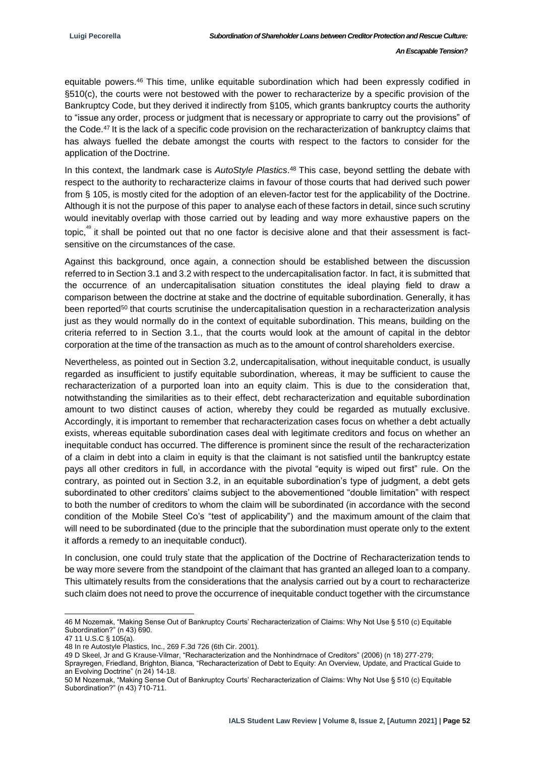equitable powers.[46] This time, unlike equitable subordination which had been expressly codified in §510(c), the courts were not bestowed with the power to recharacterize by a specific provision of the Bankruptcy Code, but they derived it indirectly from §105, which grants bankruptcy courts the authority to "issue any order, process or judgment that is necessary or appropriate to carry out the provisions" of the Code.[47] It is the lack of a specific code provision on the recharacterization of bankruptcy claims that has always fuelled the debate amongst the courts with respect to the factors to consider for the application of the Doctrine.

In this context, the landmark case is *AutoStyle Plastics*.[48] This case, beyond settling the debate with respect to the authority to recharacterize claims in favour of those courts that had derived such power from § 105, is mostly cited for the adoption of an eleven-factor test for the applicability of the Doctrine. Although it is not the purpose of this paper to analyse each of these factors in detail, since such scrutiny would inevitably overlap with those carried out by leading and way more exhaustive papers on the topic,[49] it shall be pointed out that no one factor is decisive alone and that their assessment is fact-sensitive on the circumstances of the case.

Against this background, once again, a connection should be established between the discussion referred to in Section 3.1 and 3.2 with respect to the undercapitalisation factor. In fact, it is submitted that the occurrence of an undercapitalisation situation constitutes the ideal playing field to draw a comparison between the doctrine at stake and the doctrine of equitable subordination. Generally, it has been reported[50] that courts scrutinise the undercapitalisation question in a recharacterization analysis just as they would normally do in the context of equitable subordination. This means, building on the criteria referred to in Section 3.1., that the courts would look at the amount of capital in the debtor corporation at the time of the transaction as much as to the amount of control shareholders exercise.

Nevertheless, as pointed out in Section 3.2, undercapitalisation, without inequitable conduct, is usually regarded as insufficient to justify equitable subordination, whereas, it may be sufficient to cause the recharacterization of a purported loan into an equity claim. This is due to the consideration that, notwithstanding the similarities as to their effect, debt recharacterization and equitable subordination amount to two distinct causes of action, whereby they could be regarded as mutually exclusive. Accordingly, it is important to remember that recharacterization cases focus on whether a debt actually exists, whereas equitable subordination cases deal with legitimate creditors and focus on whether an inequitable conduct has occurred. The difference is prominent since the result of the recharacterization of a claim in debt into a claim in equity is that the claimant is not satisfied until the bankruptcy estate pays all other creditors in full, in accordance with the pivotal "equity is wiped out first" rule. On the contrary, as pointed out in Section 3.2, in an equitable subordination's type of judgment, a debt gets subordinated to other creditors' claims subject to the abovementioned "double limitation" with respect to both the number of creditors to whom the claim will be subordinated (in accordance with the second condition of the Mobile Steel Co's "test of applicability") and the maximum amount of the claim that will need to be subordinated (due to the principle that the subordination must operate only to the extent it affords a remedy to an inequitable conduct).

In conclusion, one could truly state that the application of the Doctrine of Recharacterization tends to be way more severe from the standpoint of the claimant that has granted an alleged loan to a company. This ultimately results from the considerations that the analysis carried out by a court to recharacterize such claim does not need to prove the occurrence of inequitable conduct together with the circumstance

46 M Nozemak, "Making Sense Out of Bankruptcy Courts' Recharacterization of Claims: Why Not Use § 510 (c) Equitable Subordination?" (n 43) 690.

47 11 U.S.C § 105(a).

48 In re Autostyle Plastics, Inc., 269 F.3d 726 (6th Cir. 2001).

49 D Skeel, Jr and G Krause-Vilmar, "Recharacterization and the Nonhindrnace of Creditors" (2006) (n 18) 277-279; Sprayregen, Friedland, Brighton, Bianca, "Recharacterization of Debt to Equity: An Overview, Update, and Practical Guide to an Evolving Doctrine" (n 24) 14-18.

50 M Nozemak, "Making Sense Out of Bankruptcy Courts' Recharacterization of Claims: Why Not Use § 510 (c) Equitable Subordination?" (n 43) 710-711.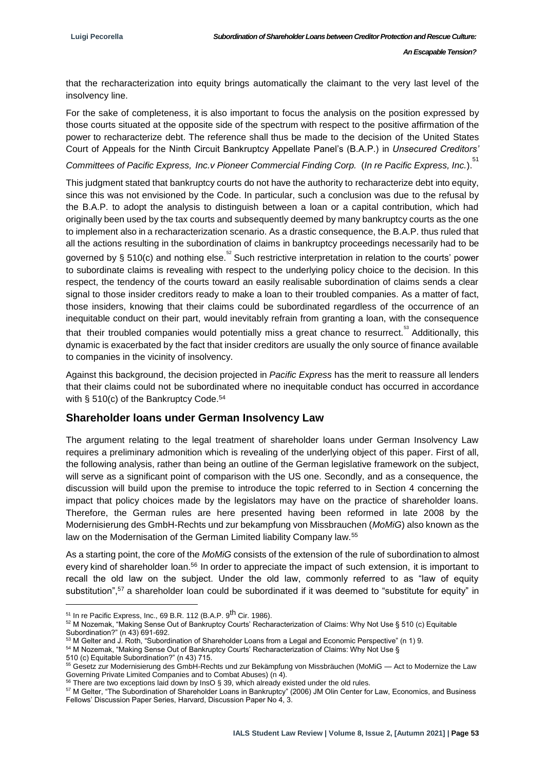that the recharacterization into equity brings automatically the claimant to the very last level of the insolvency line.

For the sake of completeness, it is also important to focus the analysis on the position expressed by those courts situated at the opposite side of the spectrum with respect to the positive affirmation of the power to recharacterize debt. The reference shall thus be made to the decision of the United States Court of Appeals for the Ninth Circuit Bankruptcy Appellate Panel's (B.A.P.) in *Unsecured Creditors' Committees of Pacific Express, Inc.v Pioneer Commercial Finding Corp.* (*In re Pacific Express, Inc.*).[51]

This judgment stated that bankruptcy courts do not have the authority to recharacterize debt into equity, since this was not envisioned by the Code. In particular, such a conclusion was due to the refusal by the B.A.P. to adopt the analysis to distinguish between a loan or a capital contribution, which had originally been used by the tax courts and subsequently deemed by many bankruptcy courts as the one to implement also in a recharacterization scenario. As a drastic consequence, the B.A.P. thus ruled that all the actions resulting in the subordination of claims in bankruptcy proceedings necessarily had to be governed by § 510(c) and nothing else.[52] Such restrictive interpretation in relation to the courts' power to subordinate claims is revealing with respect to the underlying policy choice to the decision. In this respect, the tendency of the courts toward an easily realisable subordination of claims sends a clear signal to those insider creditors ready to make a loan to their troubled companies. As a matter of fact, those insiders, knowing that their claims could be subordinated regardless of the occurrence of an inequitable conduct on their part, would inevitably refrain from granting a loan, with the consequence that their troubled companies would potentially miss a great chance to resurrect.[53] Additionally, this dynamic is exacerbated by the fact that insider creditors are usually the only source of finance available to companies in the vicinity of insolvency.

Against this background, the decision projected in *Pacific Express* has the merit to reassure all lenders that their claims could not be subordinated where no inequitable conduct has occurred in accordance with § 510(c) of the Bankruptcy Code.[54]

## Shareholder loans under German Insolvency Law

The argument relating to the legal treatment of shareholder loans under German Insolvency Law requires a preliminary admonition which is revealing of the underlying object of this paper. First of all, the following analysis, rather than being an outline of the German legislative framework on the subject, will serve as a significant point of comparison with the US one. Secondly, and as a consequence, the discussion will build upon the premise to introduce the topic referred to in Section 4 concerning the impact that policy choices made by the legislators may have on the practice of shareholder loans. Therefore, the German rules are here presented having been reformed in late 2008 by the Modernisierung des GmbH-Rechts und zur bekampfung von Missbrauchen (*MoMiG*) also known as the law on the Modernisation of the German Limited liability Company law.[55]

As a starting point, the core of the *MoMiG* consists of the extension of the rule of subordination to almost every kind of shareholder loan.[56] In order to appreciate the impact of such extension, it is important to recall the old law on the subject. Under the old law, commonly referred to as "law of equity substitution",[57] a shareholder loan could be subordinated if it was deemed to "substitute for equity" in

---

[51] In re Pacific Express, Inc., 69 B.R. 112 (B.A.P. 9th Cir. 1986).

[52] M Nozemak, "Making Sense Out of Bankruptcy Courts' Recharacterization of Claims: Why Not Use § 510 (c) Equitable Subordination?" (n 43) 691-692.

[53] M Gelter and J. Roth, "Subordination of Shareholder Loans from a Legal and Economic Perspective" (n 1) 9.

[54] M Nozemak, "Making Sense Out of Bankruptcy Courts' Recharacterization of Claims: Why Not Use § 510 (c) Equitable Subordination?" (n 43) 715.

[55] Gesetz zur Modernisierung des GmbH-Rechts und zur Bekämpfung von Missbräuchen (MoMiG — Act to Modernize the Law Governing Private Limited Companies and to Combat Abuses) (n 4).

[56] There are two exceptions laid down by InsO § 39, which already existed under the old rules.

[57] M Gelter, "The Subordination of Shareholder Loans in Bankruptcy" (2006) JM Olin Center for Law, Economics, and Business Fellows' Discussion Paper Series, Harvard, Discussion Paper No 4, 3.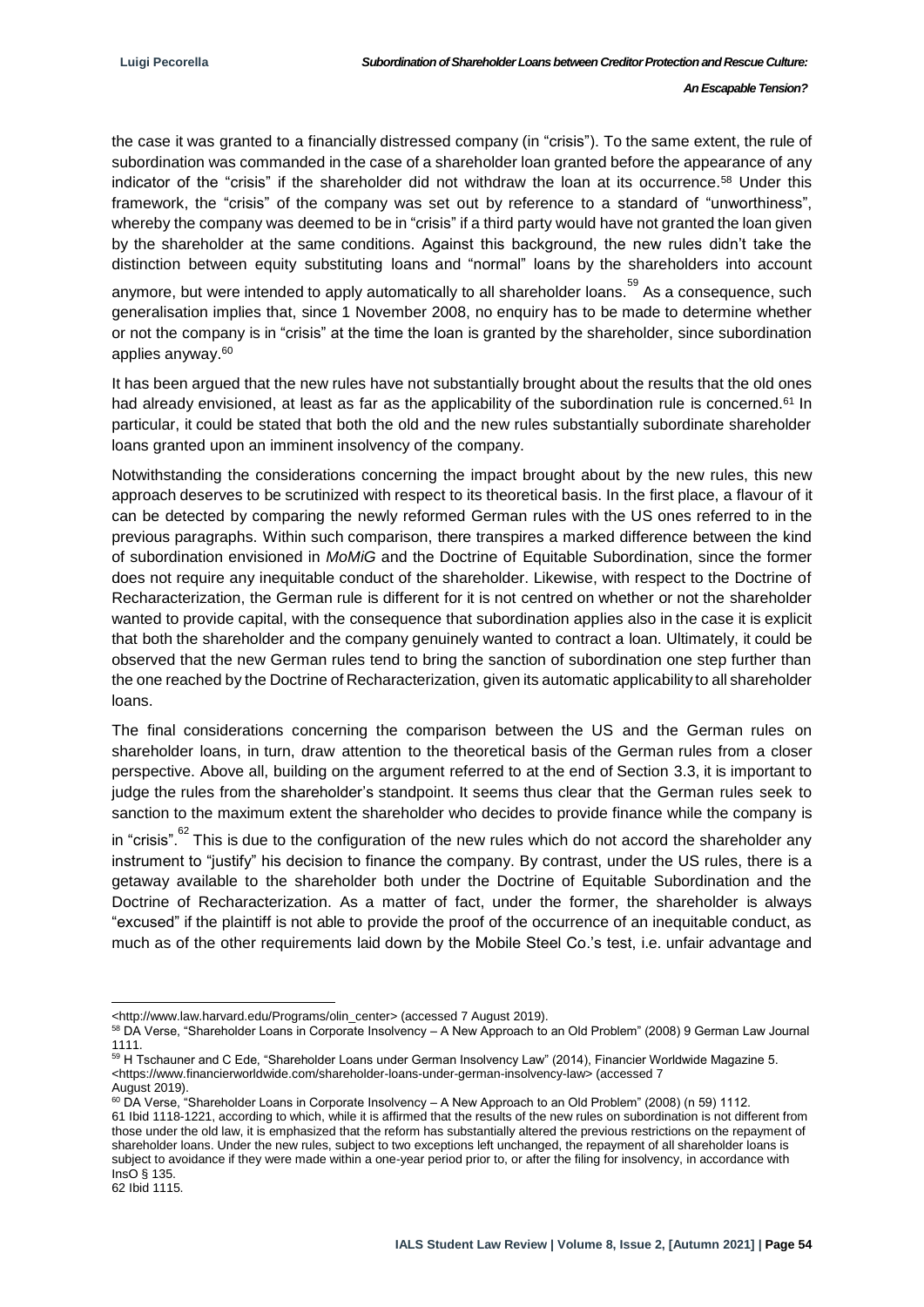the case it was granted to a financially distressed company (in "crisis"). To the same extent, the rule of subordination was commanded in the case of a shareholder loan granted before the appearance of any indicator of the "crisis" if the shareholder did not withdraw the loan at its occurrence.[58] Under this framework, the "crisis" of the company was set out by reference to a standard of "unworthiness", whereby the company was deemed to be in "crisis" if a third party would have not granted the loan given by the shareholder at the same conditions. Against this background, the new rules didn't take the distinction between equity substituting loans and "normal" loans by the shareholders into account anymore, but were intended to apply automatically to all shareholder loans.[59] As a consequence, such generalisation implies that, since 1 November 2008, no enquiry has to be made to determine whether or not the company is in "crisis" at the time the loan is granted by the shareholder, since subordination applies anyway.[60]

It has been argued that the new rules have not substantially brought about the results that the old ones had already envisioned, at least as far as the applicability of the subordination rule is concerned.[61] In particular, it could be stated that both the old and the new rules substantially subordinate shareholder loans granted upon an imminent insolvency of the company.

Notwithstanding the considerations concerning the impact brought about by the new rules, this new approach deserves to be scrutinized with respect to its theoretical basis. In the first place, a flavour of it can be detected by comparing the newly reformed German rules with the US ones referred to in the previous paragraphs. Within such comparison, there transpires a marked difference between the kind of subordination envisioned in *MoMiG* and the Doctrine of Equitable Subordination, since the former does not require any inequitable conduct of the shareholder. Likewise, with respect to the Doctrine of Recharacterization, the German rule is different for it is not centred on whether or not the shareholder wanted to provide capital, with the consequence that subordination applies also in the case it is explicit that both the shareholder and the company genuinely wanted to contract a loan. Ultimately, it could be observed that the new German rules tend to bring the sanction of subordination one step further than the one reached by the Doctrine of Recharacterization, given its automatic applicability to all shareholder loans.

The final considerations concerning the comparison between the US and the German rules on shareholder loans, in turn, draw attention to the theoretical basis of the German rules from a closer perspective. Above all, building on the argument referred to at the end of Section 3.3, it is important to judge the rules from the shareholder's standpoint. It seems thus clear that the German rules seek to sanction to the maximum extent the shareholder who decides to provide finance while the company is in "crisis".[62] This is due to the configuration of the new rules which do not accord the shareholder any instrument to "justify" his decision to finance the company. By contrast, under the US rules, there is a getaway available to the shareholder both under the Doctrine of Equitable Subordination and the Doctrine of Recharacterization. As a matter of fact, under the former, the shareholder is always "excused" if the plaintiff is not able to provide the proof of the occurrence of an inequitable conduct, as much as of the other requirements laid down by the Mobile Steel Co.'s test, i.e. unfair advantage and

---

<http://www.law.harvard.edu/Programs/olin_center> (accessed 7 August 2019).

[58] DA Verse, "Shareholder Loans in Corporate Insolvency – A New Approach to an Old Problem" (2008) 9 German Law Journal 1111.

[59] H Tschauner and C Ede, "Shareholder Loans under German Insolvency Law" (2014), Financier Worldwide Magazine 5. <https://www.financierworldwide.com/shareholder-loans-under-german-insolvency-law> (accessed 7 August 2019).

[60] DA Verse, "Shareholder Loans in Corporate Insolvency – A New Approach to an Old Problem" (2008) (n 59) 1112.

[61] Ibid 1118-1221, according to which, while it is affirmed that the results of the new rules on subordination is not different from those under the old law, it is emphasized that the reform has substantially altered the previous restrictions on the repayment of shareholder loans. Under the new rules, subject to two exceptions left unchanged, the repayment of all shareholder loans is subject to avoidance if they were made within a one-year period prior to, or after the filing for insolvency, in accordance with InsO § 135.

[62] Ibid 1115.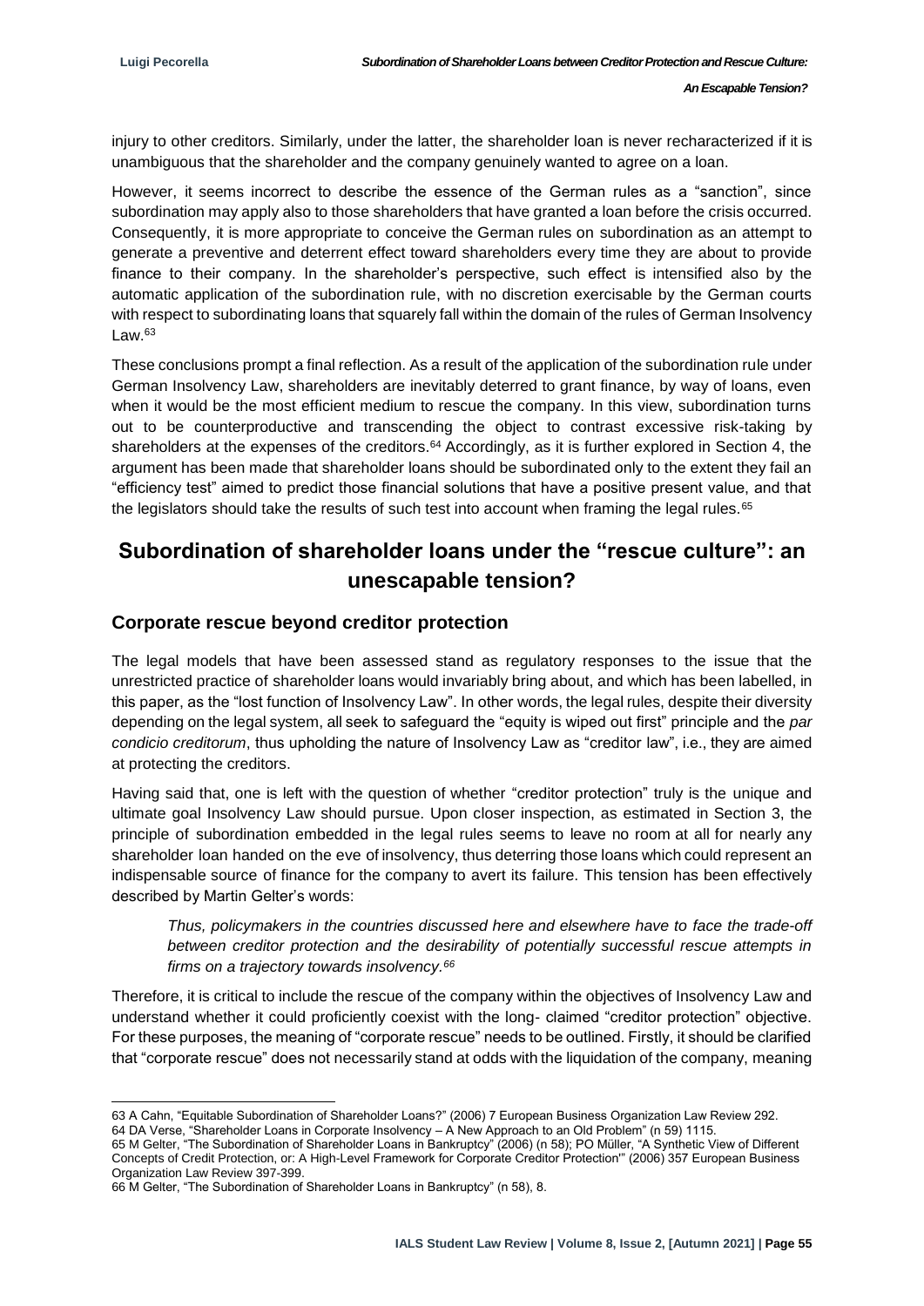injury to other creditors. Similarly, under the latter, the shareholder loan is never recharacterized if it is unambiguous that the shareholder and the company genuinely wanted to agree on a loan.

However, it seems incorrect to describe the essence of the German rules as a "sanction", since subordination may apply also to those shareholders that have granted a loan before the crisis occurred. Consequently, it is more appropriate to conceive the German rules on subordination as an attempt to generate a preventive and deterrent effect toward shareholders every time they are about to provide finance to their company. In the shareholder's perspective, such effect is intensified also by the automatic application of the subordination rule, with no discretion exercisable by the German courts with respect to subordinating loans that squarely fall within the domain of the rules of German Insolvency Law.[63]

These conclusions prompt a final reflection. As a result of the application of the subordination rule under German Insolvency Law, shareholders are inevitably deterred to grant finance, by way of loans, even when it would be the most efficient medium to rescue the company. In this view, subordination turns out to be counterproductive and transcending the object to contrast excessive risk-taking by shareholders at the expenses of the creditors.[64] Accordingly, as it is further explored in Section 4, the argument has been made that shareholder loans should be subordinated only to the extent they fail an "efficiency test" aimed to predict those financial solutions that have a positive present value, and that the legislators should take the results of such test into account when framing the legal rules.[65]

# Subordination of shareholder loans under the "rescue culture": an unescapable tension?

## Corporate rescue beyond creditor protection

The legal models that have been assessed stand as regulatory responses to the issue that the unrestricted practice of shareholder loans would invariably bring about, and which has been labelled, in this paper, as the "lost function of Insolvency Law". In other words, the legal rules, despite their diversity depending on the legal system, all seek to safeguard the "equity is wiped out first" principle and the *par condicio creditorum*, thus upholding the nature of Insolvency Law as "creditor law", i.e., they are aimed at protecting the creditors.

Having said that, one is left with the question of whether "creditor protection" truly is the unique and ultimate goal Insolvency Law should pursue. Upon closer inspection, as estimated in Section 3, the principle of subordination embedded in the legal rules seems to leave no room at all for nearly any shareholder loan handed on the eve of insolvency, thus deterring those loans which could represent an indispensable source of finance for the company to avert its failure. This tension has been effectively described by Martin Gelter's words:

> *Thus, policymakers in the countries discussed here and elsewhere have to face the trade-off between creditor protection and the desirability of potentially successful rescue attempts in firms on a trajectory towards insolvency.[66]*

Therefore, it is critical to include the rescue of the company within the objectives of Insolvency Law and understand whether it could proficiently coexist with the long- claimed "creditor protection" objective. For these purposes, the meaning of "corporate rescue" needs to be outlined. Firstly, it should be clarified that "corporate rescue" does not necessarily stand at odds with the liquidation of the company, meaning

---

63 A Cahn, "Equitable Subordination of Shareholder Loans?" (2006) 7 European Business Organization Law Review 292.

64 DA Verse, "Shareholder Loans in Corporate Insolvency – A New Approach to an Old Problem" (n 59) 1115.

65 M Gelter, "The Subordination of Shareholder Loans in Bankruptcy" (2006) (n 58); PO Müller, "A Synthetic View of Different Concepts of Credit Protection, or: A High-Level Framework for Corporate Creditor Protection'" (2006) 357 European Business Organization Law Review 397-399.

66 M Gelter, "The Subordination of Shareholder Loans in Bankruptcy" (n 58), 8.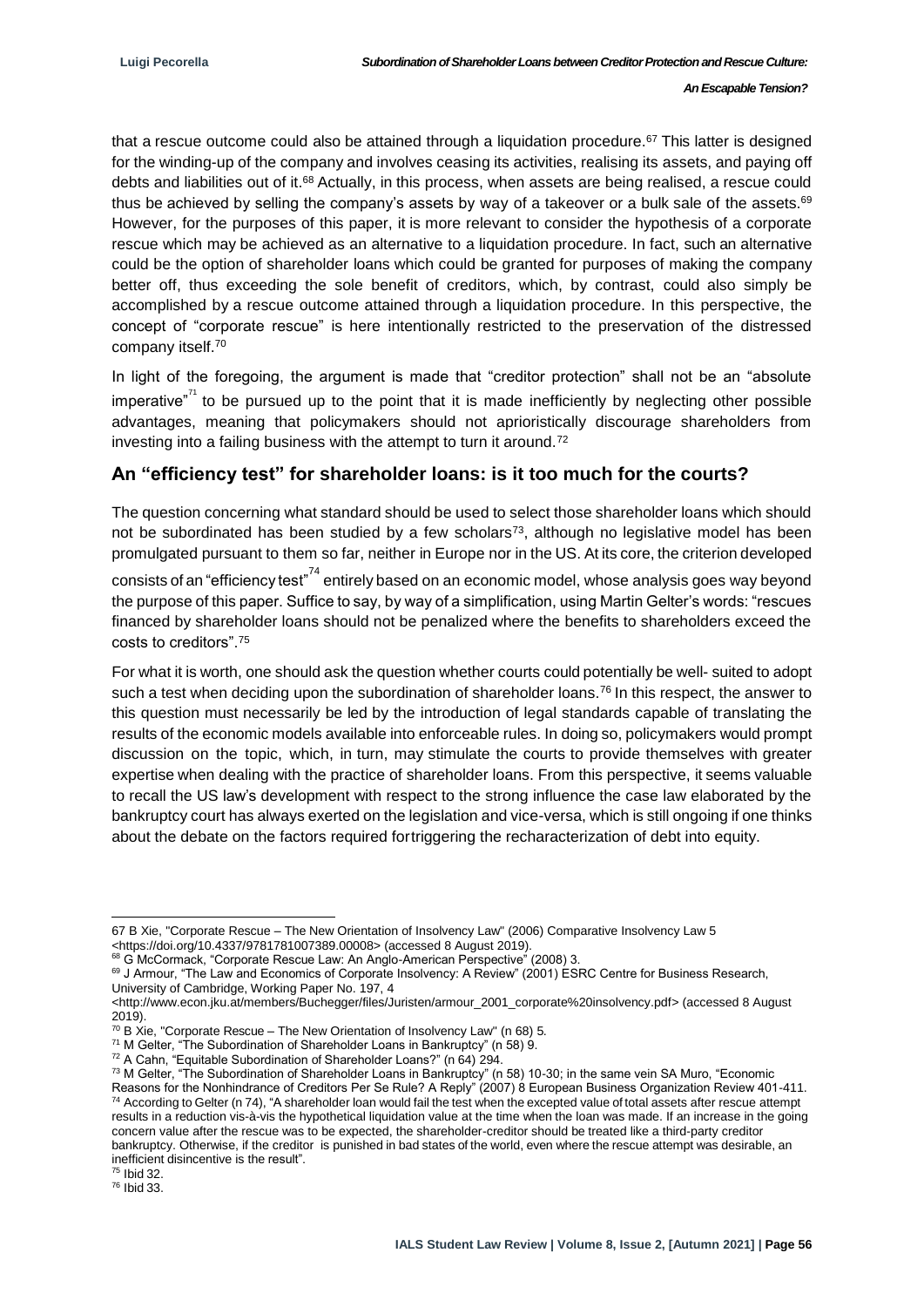that a rescue outcome could also be attained through a liquidation procedure.[67] This latter is designed for the winding-up of the company and involves ceasing its activities, realising its assets, and paying off debts and liabilities out of it.[68] Actually, in this process, when assets are being realised, a rescue could thus be achieved by selling the company's assets by way of a takeover or a bulk sale of the assets.[69] However, for the purposes of this paper, it is more relevant to consider the hypothesis of a corporate rescue which may be achieved as an alternative to a liquidation procedure. In fact, such an alternative could be the option of shareholder loans which could be granted for purposes of making the company better off, thus exceeding the sole benefit of creditors, which, by contrast, could also simply be accomplished by a rescue outcome attained through a liquidation procedure. In this perspective, the concept of "corporate rescue" is here intentionally restricted to the preservation of the distressed company itself.[70]

In light of the foregoing, the argument is made that "creditor protection" shall not be an "absolute imperative"[71] to be pursued up to the point that it is made inefficiently by neglecting other possible advantages, meaning that policymakers should not aprioristically discourage shareholders from investing into a failing business with the attempt to turn it around.[72]

## An "efficiency test" for shareholder loans: is it too much for the courts?

The question concerning what standard should be used to select those shareholder loans which should not be subordinated has been studied by a few scholars[73], although no legislative model has been promulgated pursuant to them so far, neither in Europe nor in the US. At its core, the criterion developed consists of an "efficiency test"[74] entirely based on an economic model, whose analysis goes way beyond the purpose of this paper. Suffice to say, by way of a simplification, using Martin Gelter's words: "rescues financed by shareholder loans should not be penalized where the benefits to shareholders exceed the costs to creditors".[75]

For what it is worth, one should ask the question whether courts could potentially be well- suited to adopt such a test when deciding upon the subordination of shareholder loans.[76] In this respect, the answer to this question must necessarily be led by the introduction of legal standards capable of translating the results of the economic models available into enforceable rules. In doing so, policymakers would prompt discussion on the topic, which, in turn, may stimulate the courts to provide themselves with greater expertise when dealing with the practice of shareholder loans. From this perspective, it seems valuable to recall the US law's development with respect to the strong influence the case law elaborated by the bankruptcy court has always exerted on the legislation and vice-versa, which is still ongoing if one thinks about the debate on the factors required fortriggering the recharacterization of debt into equity.

---

67 B Xie, "Corporate Rescue – The New Orientation of Insolvency Law" (2006) Comparative Insolvency Law 5 <https://doi.org/10.4337/9781781007389.00008> (accessed 8 August 2019).

68 G McCormack, "Corporate Rescue Law: An Anglo-American Perspective" (2008) 3.

69 J Armour, "The Law and Economics of Corporate Insolvency: A Review" (2001) ESRC Centre for Business Research, University of Cambridge, Working Paper No. 197, 4 <http://www.econ.jku.at/members/Buchegger/files/Juristen/armour_2001_corporate%20insolvency.pdf> (accessed 8 August 2019).

70 B Xie, "Corporate Rescue – The New Orientation of Insolvency Law" (n 68) 5.

71 M Gelter, "The Subordination of Shareholder Loans in Bankruptcy" (n 58) 9.

72 A Cahn, "Equitable Subordination of Shareholder Loans?" (n 64) 294.

73 M Gelter, "The Subordination of Shareholder Loans in Bankruptcy" (n 58) 10-30; in the same vein SA Muro, "Economic Reasons for the Nonhindrance of Creditors Per Se Rule? A Reply" (2007) 8 European Business Organization Review 401-411.

74 According to Gelter (n 74), "A shareholder loan would fail the test when the excepted value of total assets after rescue attempt results in a reduction vis-à-vis the hypothetical liquidation value at the time when the loan was made. If an increase in the going concern value after the rescue was to be expected, the shareholder-creditor should be treated like a third-party creditor bankruptcy. Otherwise, if the creditor is punished in bad states of the world, even where the rescue attempt was desirable, an inefficient disincentive is the result".

75 Ibid 32.

76 Ibid 33.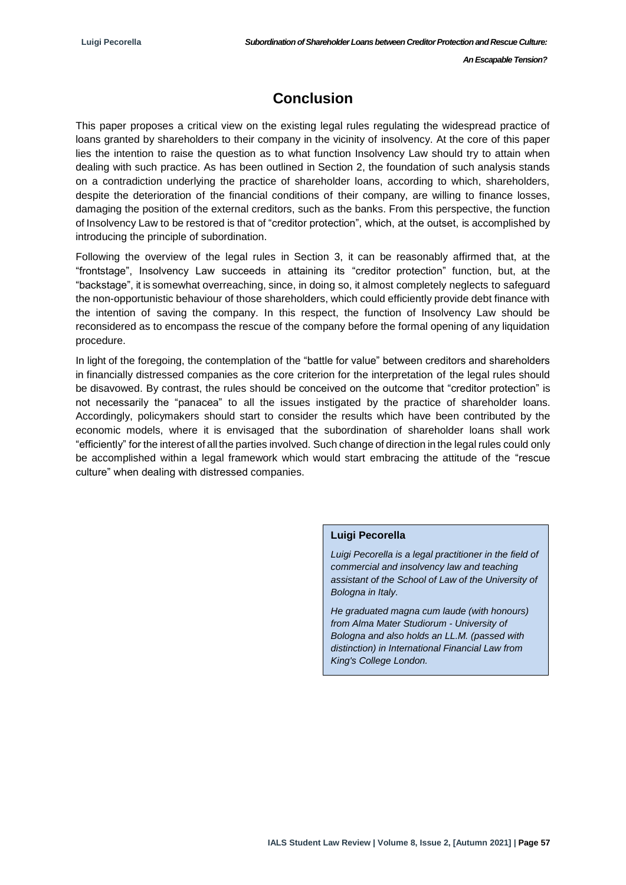# Conclusion

This paper proposes a critical view on the existing legal rules regulating the widespread practice of loans granted by shareholders to their company in the vicinity of insolvency. At the core of this paper lies the intention to raise the question as to what function Insolvency Law should try to attain when dealing with such practice. As has been outlined in Section 2, the foundation of such analysis stands on a contradiction underlying the practice of shareholder loans, according to which, shareholders, despite the deterioration of the financial conditions of their company, are willing to finance losses, damaging the position of the external creditors, such as the banks. From this perspective, the function of Insolvency Law to be restored is that of "creditor protection", which, at the outset, is accomplished by introducing the principle of subordination.

Following the overview of the legal rules in Section 3, it can be reasonably affirmed that, at the "frontstage", Insolvency Law succeeds in attaining its "creditor protection" function, but, at the "backstage", it is somewhat overreaching, since, in doing so, it almost completely neglects to safeguard the non-opportunistic behaviour of those shareholders, which could efficiently provide debt finance with the intention of saving the company. In this respect, the function of Insolvency Law should be reconsidered as to encompass the rescue of the company before the formal opening of any liquidation procedure.

In light of the foregoing, the contemplation of the "battle for value" between creditors and shareholders in financially distressed companies as the core criterion for the interpretation of the legal rules should be disavowed. By contrast, the rules should be conceived on the outcome that "creditor protection" is not necessarily the "panacea" to all the issues instigated by the practice of shareholder loans. Accordingly, policymakers should start to consider the results which have been contributed by the economic models, where it is envisaged that the subordination of shareholder loans shall work "efficiently" for the interest of all the parties involved. Such change of direction in the legal rules could only be accomplished within a legal framework which would start embracing the attitude of the "rescue culture" when dealing with distressed companies.

**Luigi Pecorella**

*Luigi Pecorella is a legal practitioner in the field of commercial and insolvency law and teaching assistant of the School of Law of the University of Bologna in Italy.*

*He graduated magna cum laude (with honours) from Alma Mater Studiorum - University of Bologna and also holds an LL.M. (passed with distinction) in International Financial Law from King's College London.*